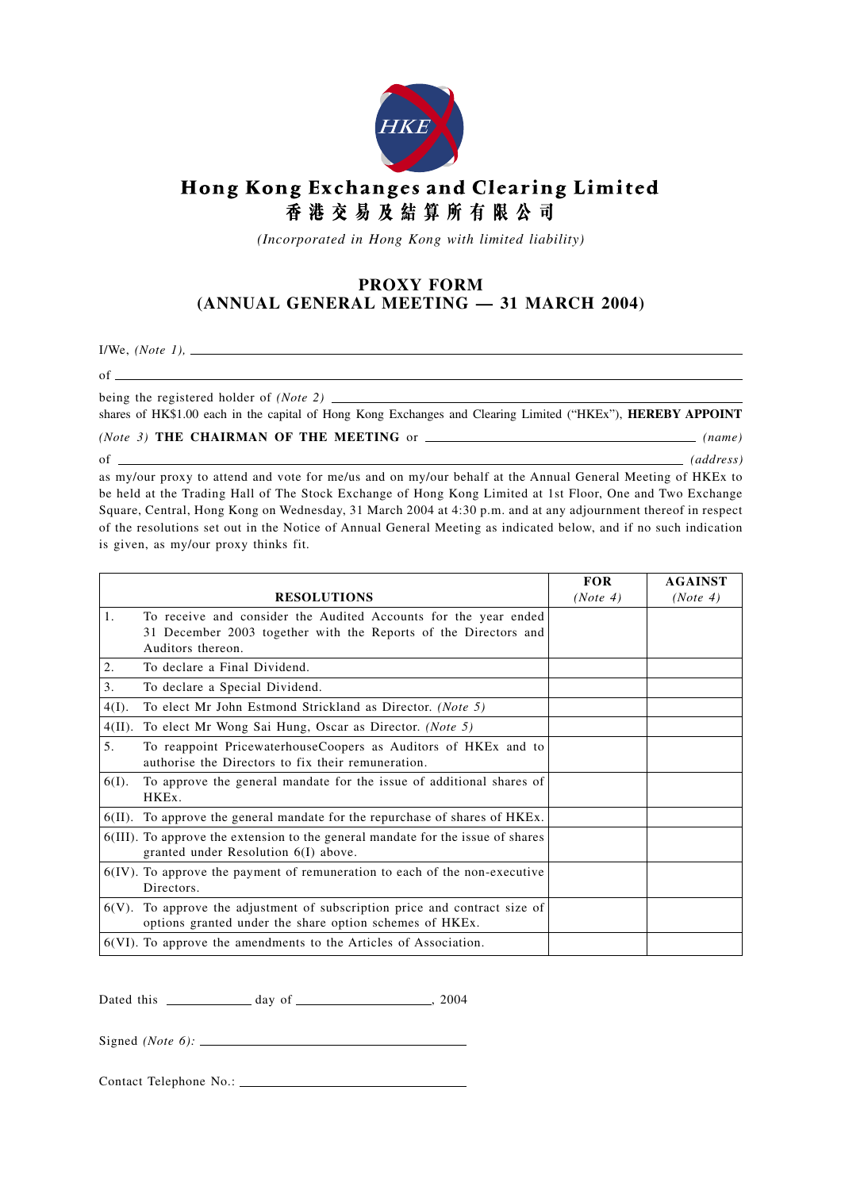# Hong Kong Exchanges and Clearing Limited

# 香港交易及結算所有限公司

*(Incorporated in Hong Kong with limited liability)*

## PROXY FORM
## (ANNUAL GENERAL MEETING — 31 MARCH 2004)

I/We, *(Note 1)*, ______________________________________________________________

of ______________________________________________________________

being the registered holder of *(Note 2)* ______________________________________________
shares of HK$1.00 each in the capital of Hong Kong Exchanges and Clearing Limited ("HKEx"), **HEREBY APPOINT**

*(Note 3)* **THE CHAIRMAN OF THE MEETING** or ______________________________ *(name)*

of ______________________________________________________________ *(address)*

as my/our proxy to attend and vote for me/us and on my/our behalf at the Annual General Meeting of HKEx to be held at the Trading Hall of The Stock Exchange of Hong Kong Limited at 1st Floor, One and Two Exchange Square, Central, Hong Kong on Wednesday, 31 March 2004 at 4:30 p.m. and at any adjournment thereof in respect of the resolutions set out in the Notice of Annual General Meeting as indicated below, and if no such indication is given, as my/our proxy thinks fit.

| | RESOLUTIONS | FOR *(Note 4)* | AGAINST *(Note 4)* |
|---|---|---|---|
| 1. | To receive and consider the Audited Accounts for the year ended 31 December 2003 together with the Reports of the Directors and Auditors thereon. | | |
| 2. | To declare a Final Dividend. | | |
| 3. | To declare a Special Dividend. | | |
| 4(I). | To elect Mr John Estmond Strickland as Director. *(Note 5)* | | |
| 4(II). | To elect Mr Wong Sai Hung, Oscar as Director. *(Note 5)* | | |
| 5. | To reappoint PricewaterhouseCoopers as Auditors of HKEx and to authorise the Directors to fix their remuneration. | | |
| 6(I). | To approve the general mandate for the issue of additional shares of HKEx. | | |
| 6(II). | To approve the general mandate for the repurchase of shares of HKEx. | | |
| 6(III). | To approve the extension to the general mandate for the issue of shares granted under Resolution 6(I) above. | | |
| 6(IV). | To approve the payment of remuneration to each of the non-executive Directors. | | |
| 6(V). | To approve the adjustment of subscription price and contract size of options granted under the share option schemes of HKEx. | | |
| 6(VI). | To approve the amendments to the Articles of Association. | | |

Dated this ____________ day of ____________________, 2004

Signed *(Note 6)*: ________________________________

Contact Telephone No.: ________________________________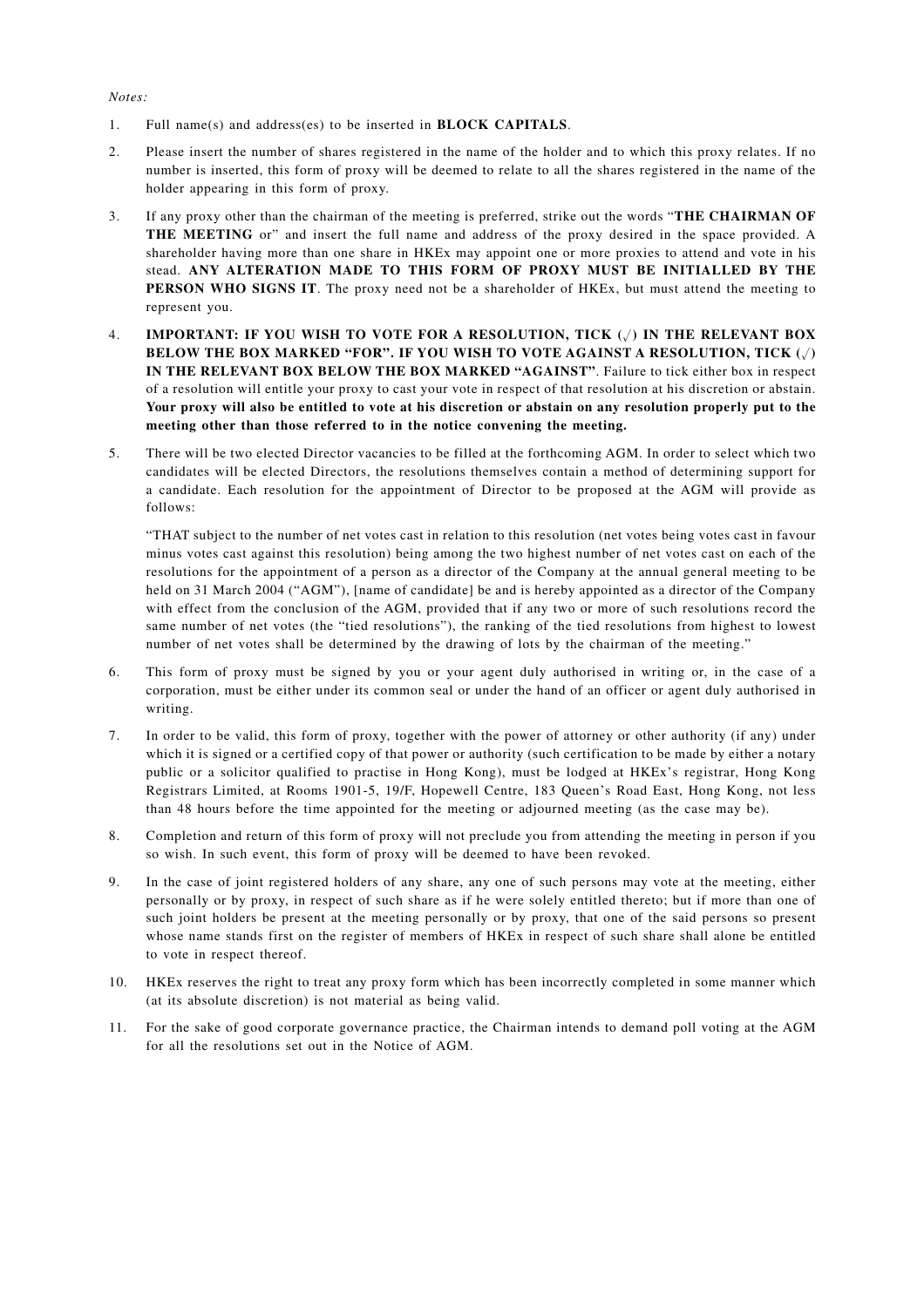*Notes:*

1. Full name(s) and address(es) to be inserted in **BLOCK CAPITALS**.

2. Please insert the number of shares registered in the name of the holder and to which this proxy relates. If no number is inserted, this form of proxy will be deemed to relate to all the shares registered in the name of the holder appearing in this form of proxy.

3. If any proxy other than the chairman of the meeting is preferred, strike out the words "**THE CHAIRMAN OF THE MEETING** or" and insert the full name and address of the proxy desired in the space provided. A shareholder having more than one share in HKEx may appoint one or more proxies to attend and vote in his stead. **ANY ALTERATION MADE TO THIS FORM OF PROXY MUST BE INITIALLED BY THE PERSON WHO SIGNS IT**. The proxy need not be a shareholder of HKEx, but must attend the meeting to represent you.

4. **IMPORTANT: IF YOU WISH TO VOTE FOR A RESOLUTION, TICK (√) IN THE RELEVANT BOX BELOW THE BOX MARKED "FOR". IF YOU WISH TO VOTE AGAINST A RESOLUTION, TICK (√) IN THE RELEVANT BOX BELOW THE BOX MARKED "AGAINST"**. Failure to tick either box in respect of a resolution will entitle your proxy to cast your vote in respect of that resolution at his discretion or abstain. **Your proxy will also be entitled to vote at his discretion or abstain on any resolution properly put to the meeting other than those referred to in the notice convening the meeting.**

5. There will be two elected Director vacancies to be filled at the forthcoming AGM. In order to select which two candidates will be elected Directors, the resolutions themselves contain a method of determining support for a candidate. Each resolution for the appointment of Director to be proposed at the AGM will provide as follows:

   "THAT subject to the number of net votes cast in relation to this resolution (net votes being votes cast in favour minus votes cast against this resolution) being among the two highest number of net votes cast on each of the resolutions for the appointment of a person as a director of the Company at the annual general meeting to be held on 31 March 2004 ("AGM"), [name of candidate] be and is hereby appointed as a director of the Company with effect from the conclusion of the AGM, provided that if any two or more of such resolutions record the same number of net votes (the "tied resolutions"), the ranking of the tied resolutions from highest to lowest number of net votes shall be determined by the drawing of lots by the chairman of the meeting."

6. This form of proxy must be signed by you or your agent duly authorised in writing or, in the case of a corporation, must be either under its common seal or under the hand of an officer or agent duly authorised in writing.

7. In order to be valid, this form of proxy, together with the power of attorney or other authority (if any) under which it is signed or a certified copy of that power or authority (such certification to be made by either a notary public or a solicitor qualified to practise in Hong Kong), must be lodged at HKEx's registrar, Hong Kong Registrars Limited, at Rooms 1901-5, 19/F, Hopewell Centre, 183 Queen's Road East, Hong Kong, not less than 48 hours before the time appointed for the meeting or adjourned meeting (as the case may be).

8. Completion and return of this form of proxy will not preclude you from attending the meeting in person if you so wish. In such event, this form of proxy will be deemed to have been revoked.

9. In the case of joint registered holders of any share, any one of such persons may vote at the meeting, either personally or by proxy, in respect of such share as if he were solely entitled thereto; but if more than one of such joint holders be present at the meeting personally or by proxy, that one of the said persons so present whose name stands first on the register of members of HKEx in respect of such share shall alone be entitled to vote in respect thereof.

10. HKEx reserves the right to treat any proxy form which has been incorrectly completed in some manner which (at its absolute discretion) is not material as being valid.

11. For the sake of good corporate governance practice, the Chairman intends to demand poll voting at the AGM for all the resolutions set out in the Notice of AGM.